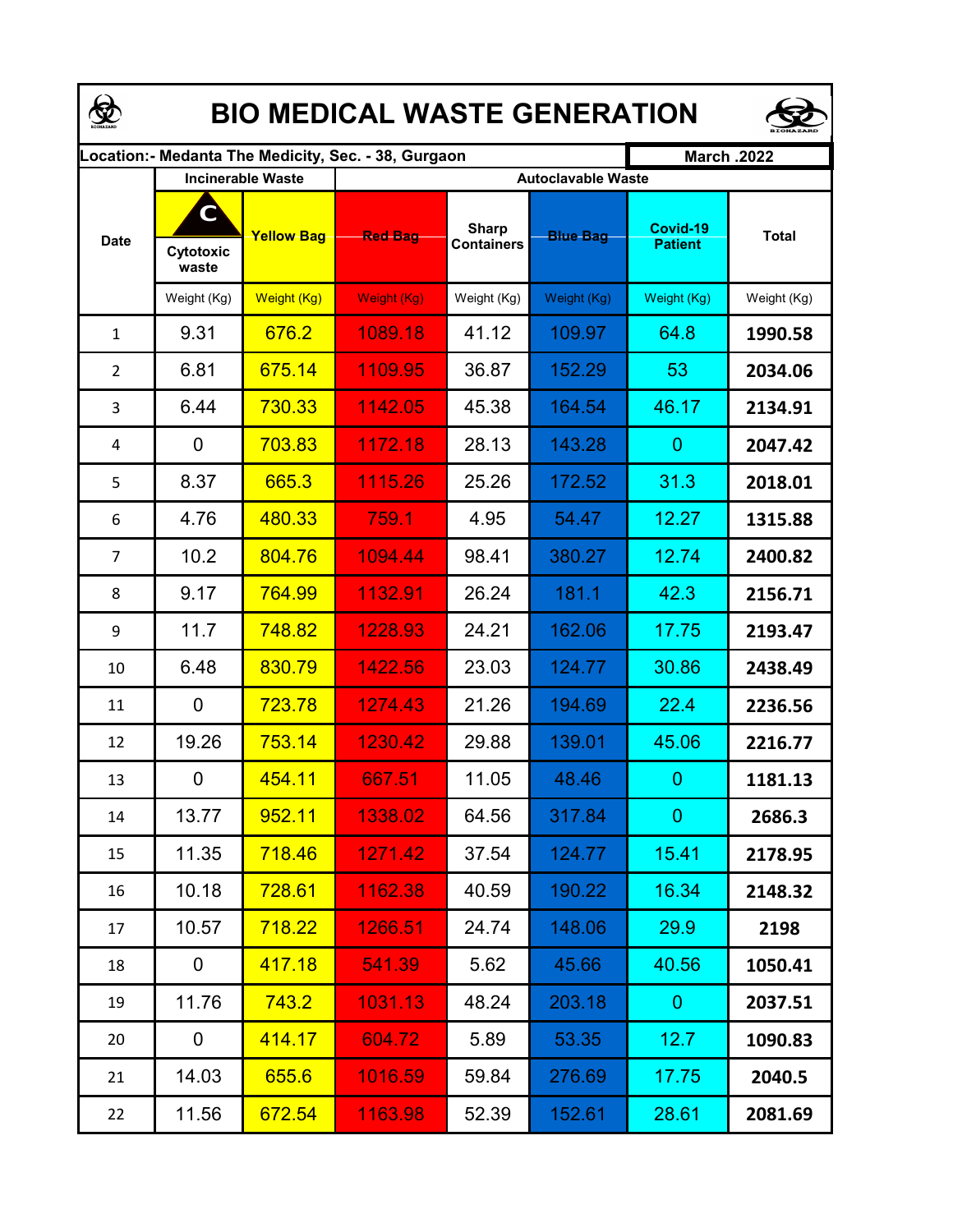# BIO MEDICAL WASTE GENERATION

Location:- Medanta The Medicity, Sec. - 38, Gurgaon | March .2022

| Date | Incinerable Waste | | Autoclavable Waste | | | | |
|---|---|---|---|---|---|---|---|
| | Cytotoxic waste | Yellow Bag | Red Bag | Sharp Containers | Blue Bag | Covid-19 Patient | Total |
| | Weight (Kg) | Weight (Kg) | Weight (Kg) | Weight (Kg) | Weight (Kg) | Weight (Kg) | Weight (Kg) |
| 1 | 9.31 | 676.2 | 1089.18 | 41.12 | 109.97 | 64.8 | **1990.58** |
| 2 | 6.81 | 675.14 | 1109.95 | 36.87 | 152.29 | 53 | **2034.06** |
| 3 | 6.44 | 730.33 | 1142.05 | 45.38 | 164.54 | 46.17 | **2134.91** |
| 4 | 0 | 703.83 | 1172.18 | 28.13 | 143.28 | 0 | **2047.42** |
| 5 | 8.37 | 665.3 | 1115.26 | 25.26 | 172.52 | 31.3 | **2018.01** |
| 6 | 4.76 | 480.33 | 759.1 | 4.95 | 54.47 | 12.27 | **1315.88** |
| 7 | 10.2 | 804.76 | 1094.44 | 98.41 | 380.27 | 12.74 | **2400.82** |
| 8 | 9.17 | 764.99 | 1132.91 | 26.24 | 181.1 | 42.3 | **2156.71** |
| 9 | 11.7 | 748.82 | 1228.93 | 24.21 | 162.06 | 17.75 | **2193.47** |
| 10 | 6.48 | 830.79 | 1422.56 | 23.03 | 124.77 | 30.86 | **2438.49** |
| 11 | 0 | 723.78 | 1274.43 | 21.26 | 194.69 | 22.4 | **2236.56** |
| 12 | 19.26 | 753.14 | 1230.42 | 29.88 | 139.01 | 45.06 | **2216.77** |
| 13 | 0 | 454.11 | 667.51 | 11.05 | 48.46 | 0 | **1181.13** |
| 14 | 13.77 | 952.11 | 1338.02 | 64.56 | 317.84 | 0 | **2686.3** |
| 15 | 11.35 | 718.46 | 1271.42 | 37.54 | 124.77 | 15.41 | **2178.95** |
| 16 | 10.18 | 728.61 | 1162.38 | 40.59 | 190.22 | 16.34 | **2148.32** |
| 17 | 10.57 | 718.22 | 1266.51 | 24.74 | 148.06 | 29.9 | **2198** |
| 18 | 0 | 417.18 | 541.39 | 5.62 | 45.66 | 40.56 | **1050.41** |
| 19 | 11.76 | 743.2 | 1031.13 | 48.24 | 203.18 | 0 | **2037.51** |
| 20 | 0 | 414.17 | 604.72 | 5.89 | 53.35 | 12.7 | **1090.83** |
| 21 | 14.03 | 655.6 | 1016.59 | 59.84 | 276.69 | 17.75 | **2040.5** |
| 22 | 11.56 | 672.54 | 1163.98 | 52.39 | 152.61 | 28.61 | **2081.69** |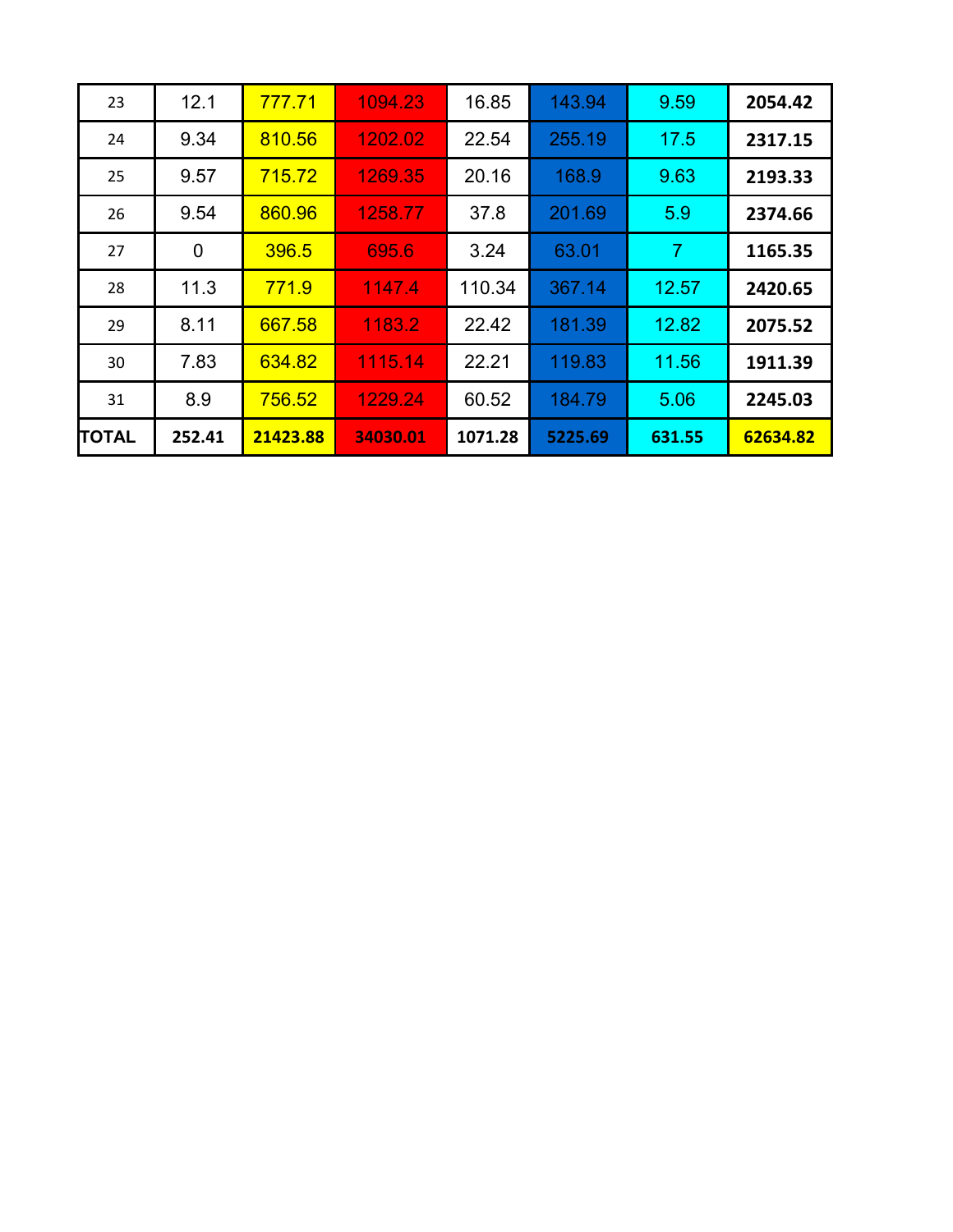| 23 | 12.1 | 777.71 | 1094.23 | 16.85 | 143.94 | 9.59 | **2054.42** |
|---|---|---|---|---|---|---|---|
| 24 | 9.34 | 810.56 | 1202.02 | 22.54 | 255.19 | 17.5 | **2317.15** |
| 25 | 9.57 | 715.72 | 1269.35 | 20.16 | 168.9 | 9.63 | **2193.33** |
| 26 | 9.54 | 860.96 | 1258.77 | 37.8 | 201.69 | 5.9 | **2374.66** |
| 27 | 0 | 396.5 | 695.6 | 3.24 | 63.01 | 7 | **1165.35** |
| 28 | 11.3 | 771.9 | 1147.4 | 110.34 | 367.14 | 12.57 | **2420.65** |
| 29 | 8.11 | 667.58 | 1183.2 | 22.42 | 181.39 | 12.82 | **2075.52** |
| 30 | 7.83 | 634.82 | 1115.14 | 22.21 | 119.83 | 11.56 | **1911.39** |
| 31 | 8.9 | 756.52 | 1229.24 | 60.52 | 184.79 | 5.06 | **2245.03** |
| **TOTAL** | **252.41** | **21423.88** | **34030.01** | **1071.28** | **5225.69** | **631.55** | **62634.82** |